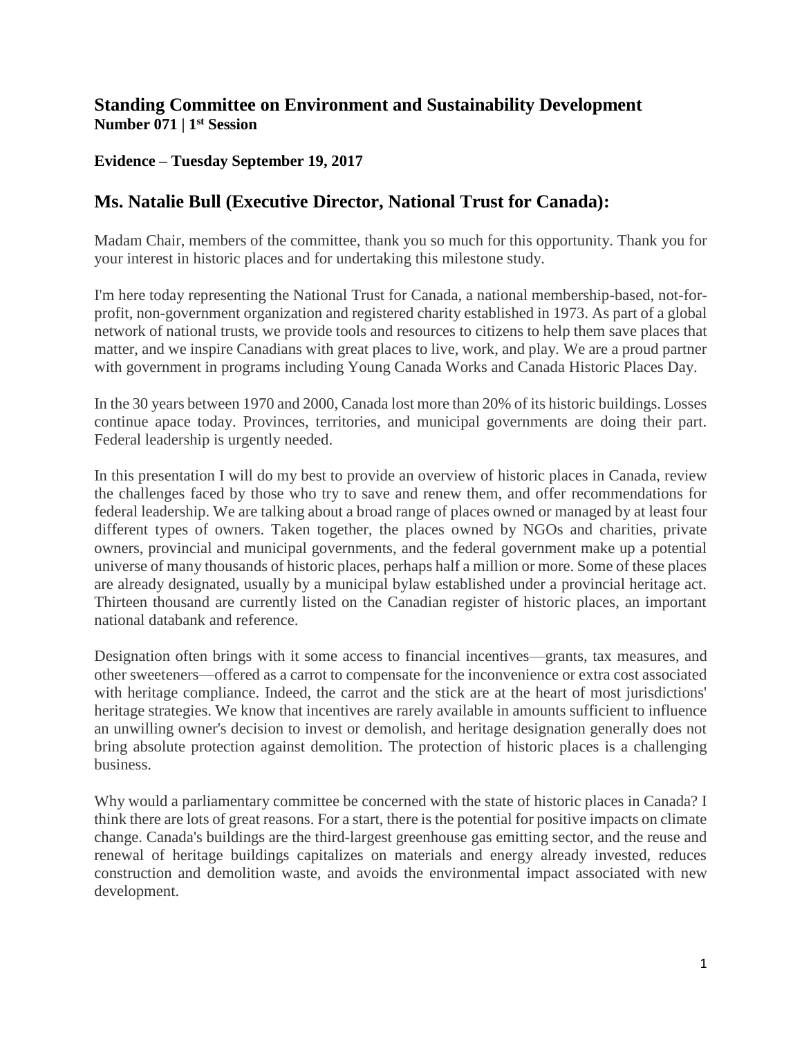## Standing Committee on Environment and Sustainability Development

**Number 071 | 1st Session**

**Evidence – Tuesday September 19, 2017**

## Ms. Natalie Bull (Executive Director, National Trust for Canada):

Madam Chair, members of the committee, thank you so much for this opportunity. Thank you for your interest in historic places and for undertaking this milestone study.

I'm here today representing the National Trust for Canada, a national membership-based, not-for-profit, non-government organization and registered charity established in 1973. As part of a global network of national trusts, we provide tools and resources to citizens to help them save places that matter, and we inspire Canadians with great places to live, work, and play. We are a proud partner with government in programs including Young Canada Works and Canada Historic Places Day.

In the 30 years between 1970 and 2000, Canada lost more than 20% of its historic buildings. Losses continue apace today. Provinces, territories, and municipal governments are doing their part. Federal leadership is urgently needed.

In this presentation I will do my best to provide an overview of historic places in Canada, review the challenges faced by those who try to save and renew them, and offer recommendations for federal leadership. We are talking about a broad range of places owned or managed by at least four different types of owners. Taken together, the places owned by NGOs and charities, private owners, provincial and municipal governments, and the federal government make up a potential universe of many thousands of historic places, perhaps half a million or more. Some of these places are already designated, usually by a municipal bylaw established under a provincial heritage act. Thirteen thousand are currently listed on the Canadian register of historic places, an important national databank and reference.

Designation often brings with it some access to financial incentives—grants, tax measures, and other sweeteners—offered as a carrot to compensate for the inconvenience or extra cost associated with heritage compliance. Indeed, the carrot and the stick are at the heart of most jurisdictions' heritage strategies. We know that incentives are rarely available in amounts sufficient to influence an unwilling owner's decision to invest or demolish, and heritage designation generally does not bring absolute protection against demolition. The protection of historic places is a challenging business.

Why would a parliamentary committee be concerned with the state of historic places in Canada? I think there are lots of great reasons. For a start, there is the potential for positive impacts on climate change. Canada's buildings are the third-largest greenhouse gas emitting sector, and the reuse and renewal of heritage buildings capitalizes on materials and energy already invested, reduces construction and demolition waste, and avoids the environmental impact associated with new development.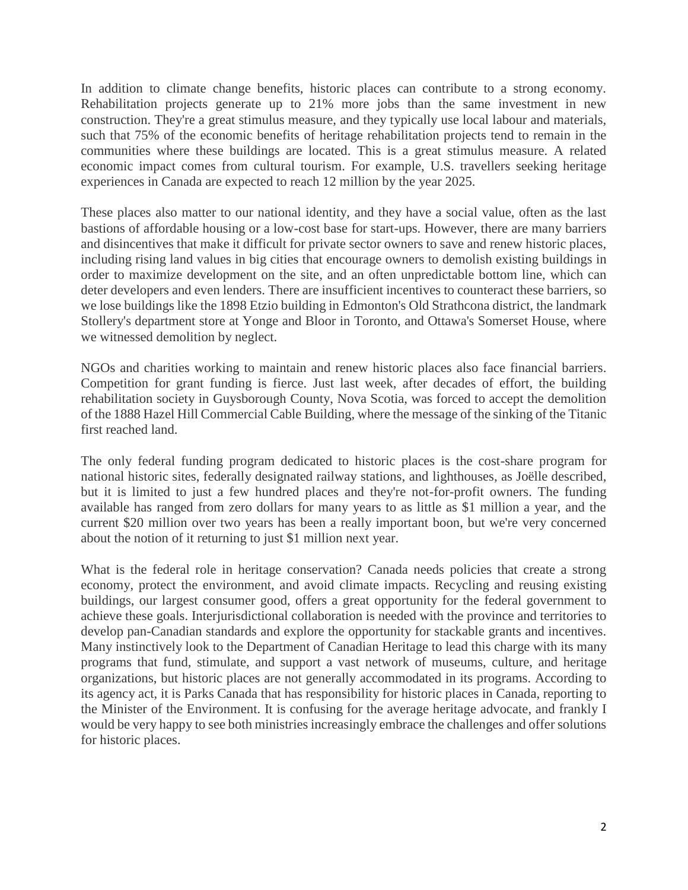In addition to climate change benefits, historic places can contribute to a strong economy. Rehabilitation projects generate up to 21% more jobs than the same investment in new construction. They're a great stimulus measure, and they typically use local labour and materials, such that 75% of the economic benefits of heritage rehabilitation projects tend to remain in the communities where these buildings are located. This is a great stimulus measure. A related economic impact comes from cultural tourism. For example, U.S. travellers seeking heritage experiences in Canada are expected to reach 12 million by the year 2025.

These places also matter to our national identity, and they have a social value, often as the last bastions of affordable housing or a low-cost base for start-ups. However, there are many barriers and disincentives that make it difficult for private sector owners to save and renew historic places, including rising land values in big cities that encourage owners to demolish existing buildings in order to maximize development on the site, and an often unpredictable bottom line, which can deter developers and even lenders. There are insufficient incentives to counteract these barriers, so we lose buildings like the 1898 Etzio building in Edmonton's Old Strathcona district, the landmark Stollery's department store at Yonge and Bloor in Toronto, and Ottawa's Somerset House, where we witnessed demolition by neglect.

NGOs and charities working to maintain and renew historic places also face financial barriers. Competition for grant funding is fierce. Just last week, after decades of effort, the building rehabilitation society in Guysborough County, Nova Scotia, was forced to accept the demolition of the 1888 Hazel Hill Commercial Cable Building, where the message of the sinking of the Titanic first reached land.

The only federal funding program dedicated to historic places is the cost-share program for national historic sites, federally designated railway stations, and lighthouses, as Joëlle described, but it is limited to just a few hundred places and they're not-for-profit owners. The funding available has ranged from zero dollars for many years to as little as $1 million a year, and the current $20 million over two years has been a really important boon, but we're very concerned about the notion of it returning to just $1 million next year.

What is the federal role in heritage conservation? Canada needs policies that create a strong economy, protect the environment, and avoid climate impacts. Recycling and reusing existing buildings, our largest consumer good, offers a great opportunity for the federal government to achieve these goals. Interjurisdictional collaboration is needed with the province and territories to develop pan-Canadian standards and explore the opportunity for stackable grants and incentives. Many instinctively look to the Department of Canadian Heritage to lead this charge with its many programs that fund, stimulate, and support a vast network of museums, culture, and heritage organizations, but historic places are not generally accommodated in its programs. According to its agency act, it is Parks Canada that has responsibility for historic places in Canada, reporting to the Minister of the Environment. It is confusing for the average heritage advocate, and frankly I would be very happy to see both ministries increasingly embrace the challenges and offer solutions for historic places.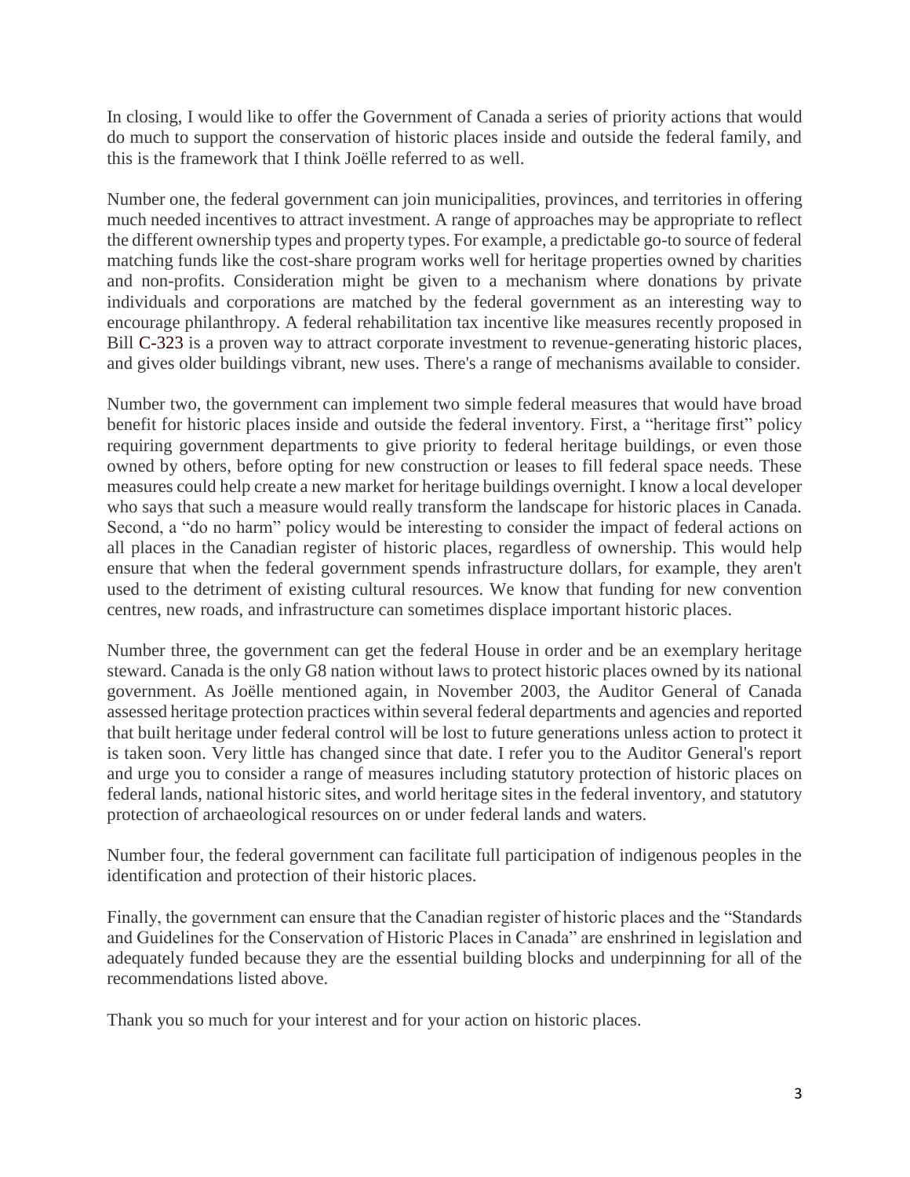In closing, I would like to offer the Government of Canada a series of priority actions that would do much to support the conservation of historic places inside and outside the federal family, and this is the framework that I think Joëlle referred to as well.

Number one, the federal government can join municipalities, provinces, and territories in offering much needed incentives to attract investment. A range of approaches may be appropriate to reflect the different ownership types and property types. For example, a predictable go-to source of federal matching funds like the cost-share program works well for heritage properties owned by charities and non-profits. Consideration might be given to a mechanism where donations by private individuals and corporations are matched by the federal government as an interesting way to encourage philanthropy. A federal rehabilitation tax incentive like measures recently proposed in Bill C-323 is a proven way to attract corporate investment to revenue-generating historic places, and gives older buildings vibrant, new uses. There's a range of mechanisms available to consider.

Number two, the government can implement two simple federal measures that would have broad benefit for historic places inside and outside the federal inventory. First, a "heritage first" policy requiring government departments to give priority to federal heritage buildings, or even those owned by others, before opting for new construction or leases to fill federal space needs. These measures could help create a new market for heritage buildings overnight. I know a local developer who says that such a measure would really transform the landscape for historic places in Canada. Second, a "do no harm" policy would be interesting to consider the impact of federal actions on all places in the Canadian register of historic places, regardless of ownership. This would help ensure that when the federal government spends infrastructure dollars, for example, they aren't used to the detriment of existing cultural resources. We know that funding for new convention centres, new roads, and infrastructure can sometimes displace important historic places.

Number three, the government can get the federal House in order and be an exemplary heritage steward. Canada is the only G8 nation without laws to protect historic places owned by its national government. As Joëlle mentioned again, in November 2003, the Auditor General of Canada assessed heritage protection practices within several federal departments and agencies and reported that built heritage under federal control will be lost to future generations unless action to protect it is taken soon. Very little has changed since that date. I refer you to the Auditor General's report and urge you to consider a range of measures including statutory protection of historic places on federal lands, national historic sites, and world heritage sites in the federal inventory, and statutory protection of archaeological resources on or under federal lands and waters.

Number four, the federal government can facilitate full participation of indigenous peoples in the identification and protection of their historic places.

Finally, the government can ensure that the Canadian register of historic places and the "Standards and Guidelines for the Conservation of Historic Places in Canada" are enshrined in legislation and adequately funded because they are the essential building blocks and underpinning for all of the recommendations listed above.

Thank you so much for your interest and for your action on historic places.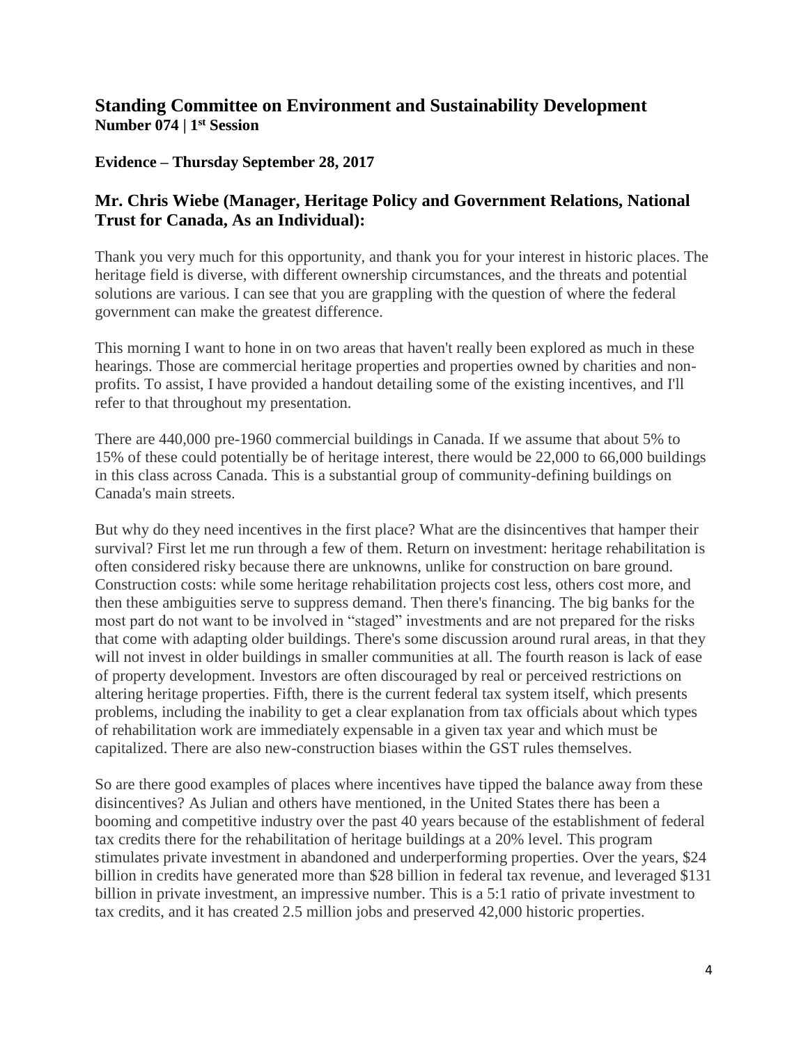## Standing Committee on Environment and Sustainability Development

**Number 074 | 1st Session**

**Evidence – Thursday September 28, 2017**

## Mr. Chris Wiebe (Manager, Heritage Policy and Government Relations, National Trust for Canada, As an Individual):

Thank you very much for this opportunity, and thank you for your interest in historic places. The heritage field is diverse, with different ownership circumstances, and the threats and potential solutions are various. I can see that you are grappling with the question of where the federal government can make the greatest difference.

This morning I want to hone in on two areas that haven't really been explored as much in these hearings. Those are commercial heritage properties and properties owned by charities and non-profits. To assist, I have provided a handout detailing some of the existing incentives, and I'll refer to that throughout my presentation.

There are 440,000 pre-1960 commercial buildings in Canada. If we assume that about 5% to 15% of these could potentially be of heritage interest, there would be 22,000 to 66,000 buildings in this class across Canada. This is a substantial group of community-defining buildings on Canada's main streets.

But why do they need incentives in the first place? What are the disincentives that hamper their survival? First let me run through a few of them. Return on investment: heritage rehabilitation is often considered risky because there are unknowns, unlike for construction on bare ground. Construction costs: while some heritage rehabilitation projects cost less, others cost more, and then these ambiguities serve to suppress demand. Then there's financing. The big banks for the most part do not want to be involved in "staged" investments and are not prepared for the risks that come with adapting older buildings. There's some discussion around rural areas, in that they will not invest in older buildings in smaller communities at all. The fourth reason is lack of ease of property development. Investors are often discouraged by real or perceived restrictions on altering heritage properties. Fifth, there is the current federal tax system itself, which presents problems, including the inability to get a clear explanation from tax officials about which types of rehabilitation work are immediately expensable in a given tax year and which must be capitalized. There are also new-construction biases within the GST rules themselves.

So are there good examples of places where incentives have tipped the balance away from these disincentives? As Julian and others have mentioned, in the United States there has been a booming and competitive industry over the past 40 years because of the establishment of federal tax credits there for the rehabilitation of heritage buildings at a 20% level. This program stimulates private investment in abandoned and underperforming properties. Over the years, $24 billion in credits have generated more than $28 billion in federal tax revenue, and leveraged $131 billion in private investment, an impressive number. This is a 5:1 ratio of private investment to tax credits, and it has created 2.5 million jobs and preserved 42,000 historic properties.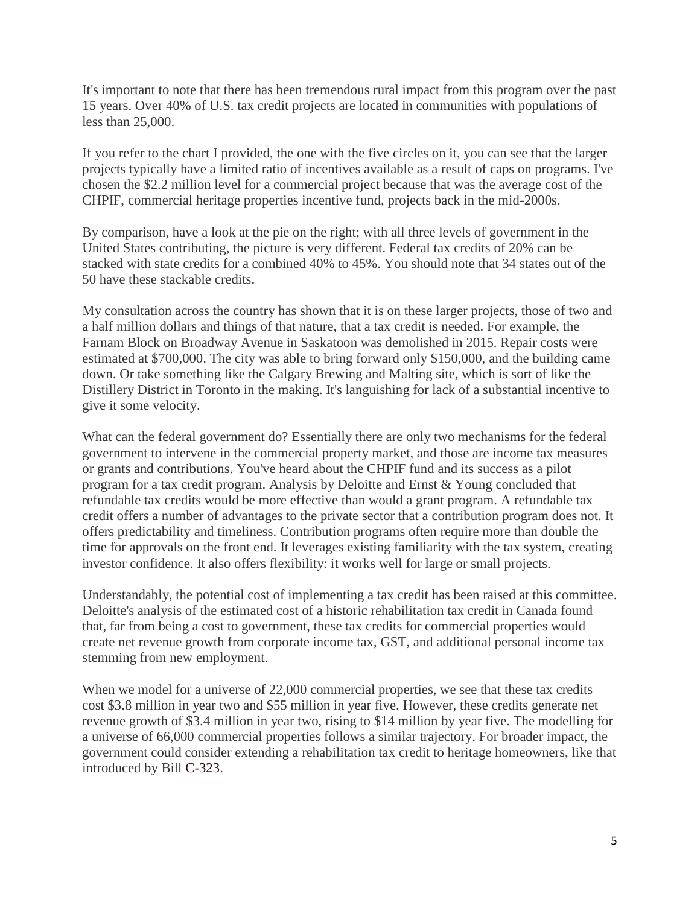It's important to note that there has been tremendous rural impact from this program over the past 15 years. Over 40% of U.S. tax credit projects are located in communities with populations of less than 25,000.

If you refer to the chart I provided, the one with the five circles on it, you can see that the larger projects typically have a limited ratio of incentives available as a result of caps on programs. I've chosen the $2.2 million level for a commercial project because that was the average cost of the CHPIF, commercial heritage properties incentive fund, projects back in the mid-2000s.

By comparison, have a look at the pie on the right; with all three levels of government in the United States contributing, the picture is very different. Federal tax credits of 20% can be stacked with state credits for a combined 40% to 45%. You should note that 34 states out of the 50 have these stackable credits.

My consultation across the country has shown that it is on these larger projects, those of two and a half million dollars and things of that nature, that a tax credit is needed. For example, the Farnam Block on Broadway Avenue in Saskatoon was demolished in 2015. Repair costs were estimated at $700,000. The city was able to bring forward only $150,000, and the building came down. Or take something like the Calgary Brewing and Malting site, which is sort of like the Distillery District in Toronto in the making. It's languishing for lack of a substantial incentive to give it some velocity.

What can the federal government do? Essentially there are only two mechanisms for the federal government to intervene in the commercial property market, and those are income tax measures or grants and contributions. You've heard about the CHPIF fund and its success as a pilot program for a tax credit program. Analysis by Deloitte and Ernst & Young concluded that refundable tax credits would be more effective than would a grant program. A refundable tax credit offers a number of advantages to the private sector that a contribution program does not. It offers predictability and timeliness. Contribution programs often require more than double the time for approvals on the front end. It leverages existing familiarity with the tax system, creating investor confidence. It also offers flexibility: it works well for large or small projects.

Understandably, the potential cost of implementing a tax credit has been raised at this committee. Deloitte's analysis of the estimated cost of a historic rehabilitation tax credit in Canada found that, far from being a cost to government, these tax credits for commercial properties would create net revenue growth from corporate income tax, GST, and additional personal income tax stemming from new employment.

When we model for a universe of 22,000 commercial properties, we see that these tax credits cost $3.8 million in year two and $55 million in year five. However, these credits generate net revenue growth of $3.4 million in year two, rising to $14 million by year five. The modelling for a universe of 66,000 commercial properties follows a similar trajectory. For broader impact, the government could consider extending a rehabilitation tax credit to heritage homeowners, like that introduced by Bill C-323.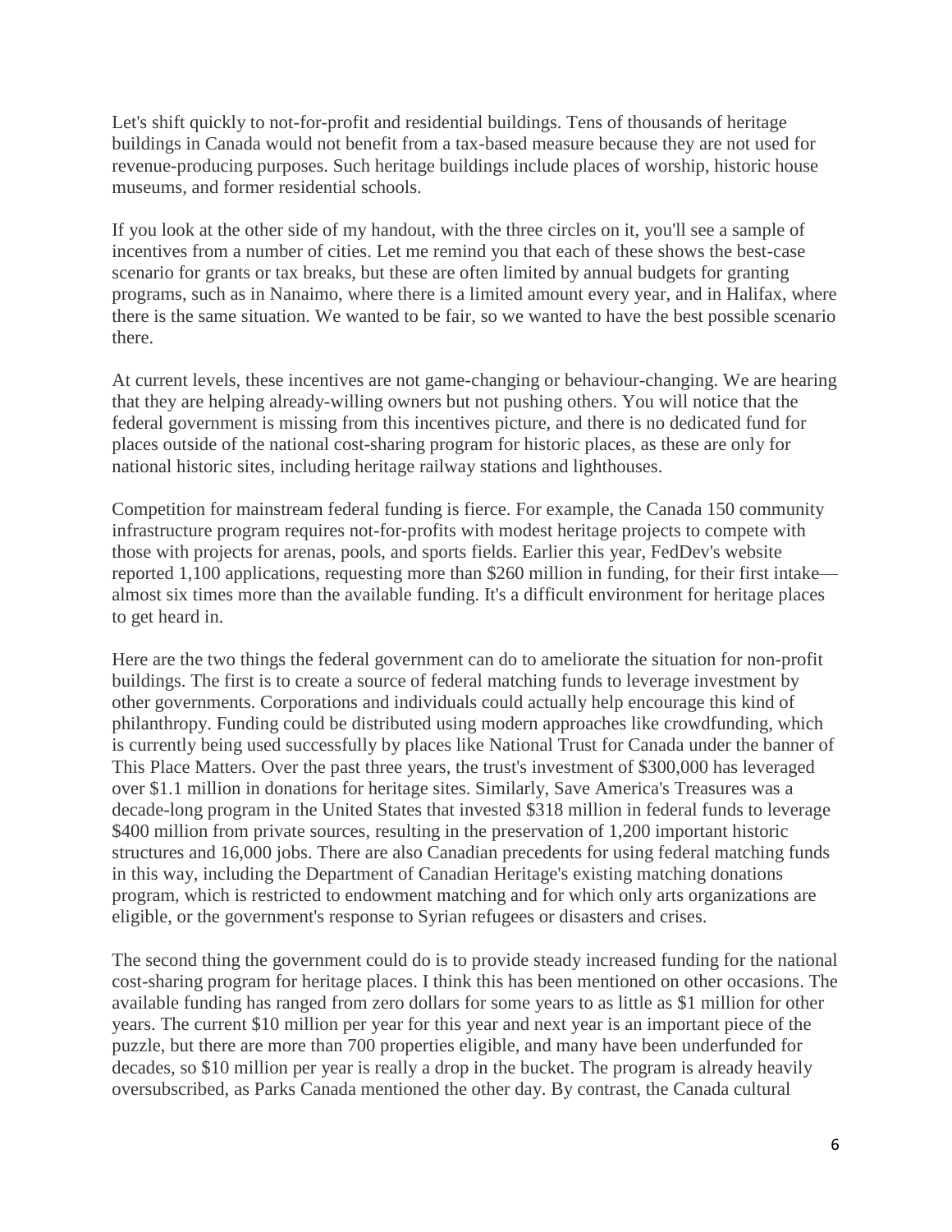Let's shift quickly to not-for-profit and residential buildings. Tens of thousands of heritage buildings in Canada would not benefit from a tax-based measure because they are not used for revenue-producing purposes. Such heritage buildings include places of worship, historic house museums, and former residential schools.

If you look at the other side of my handout, with the three circles on it, you'll see a sample of incentives from a number of cities. Let me remind you that each of these shows the best-case scenario for grants or tax breaks, but these are often limited by annual budgets for granting programs, such as in Nanaimo, where there is a limited amount every year, and in Halifax, where there is the same situation. We wanted to be fair, so we wanted to have the best possible scenario there.

At current levels, these incentives are not game-changing or behaviour-changing. We are hearing that they are helping already-willing owners but not pushing others. You will notice that the federal government is missing from this incentives picture, and there is no dedicated fund for places outside of the national cost-sharing program for historic places, as these are only for national historic sites, including heritage railway stations and lighthouses.

Competition for mainstream federal funding is fierce. For example, the Canada 150 community infrastructure program requires not-for-profits with modest heritage projects to compete with those with projects for arenas, pools, and sports fields. Earlier this year, FedDev's website reported 1,100 applications, requesting more than $260 million in funding, for their first intake—almost six times more than the available funding. It's a difficult environment for heritage places to get heard in.

Here are the two things the federal government can do to ameliorate the situation for non-profit buildings. The first is to create a source of federal matching funds to leverage investment by other governments. Corporations and individuals could actually help encourage this kind of philanthropy. Funding could be distributed using modern approaches like crowdfunding, which is currently being used successfully by places like National Trust for Canada under the banner of This Place Matters. Over the past three years, the trust's investment of $300,000 has leveraged over $1.1 million in donations for heritage sites. Similarly, Save America's Treasures was a decade-long program in the United States that invested $318 million in federal funds to leverage $400 million from private sources, resulting in the preservation of 1,200 important historic structures and 16,000 jobs. There are also Canadian precedents for using federal matching funds in this way, including the Department of Canadian Heritage's existing matching donations program, which is restricted to endowment matching and for which only arts organizations are eligible, or the government's response to Syrian refugees or disasters and crises.

The second thing the government could do is to provide steady increased funding for the national cost-sharing program for heritage places. I think this has been mentioned on other occasions. The available funding has ranged from zero dollars for some years to as little as $1 million for other years. The current $10 million per year for this year and next year is an important piece of the puzzle, but there are more than 700 properties eligible, and many have been underfunded for decades, so $10 million per year is really a drop in the bucket. The program is already heavily oversubscribed, as Parks Canada mentioned the other day. By contrast, the Canada cultural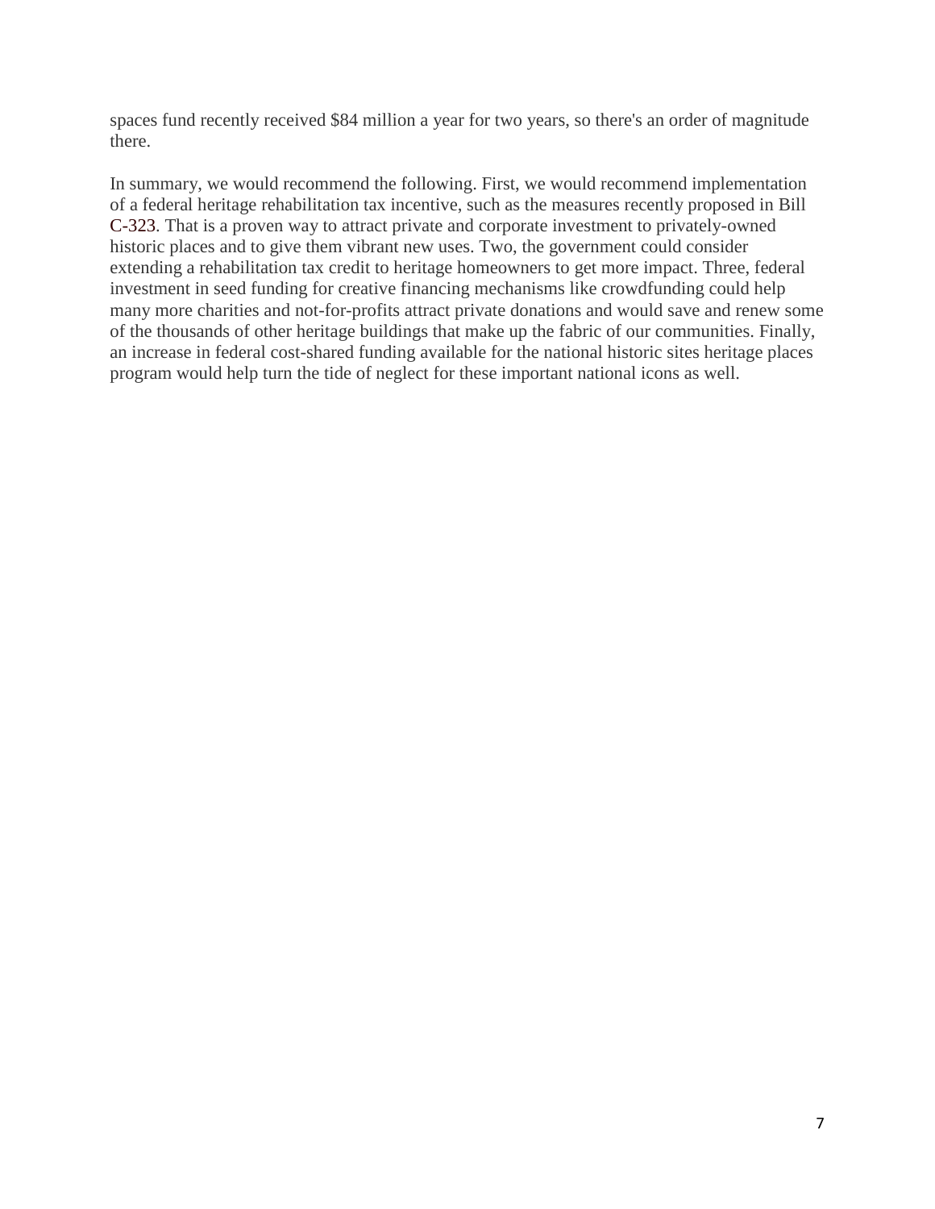spaces fund recently received $84 million a year for two years, so there's an order of magnitude there.

In summary, we would recommend the following. First, we would recommend implementation of a federal heritage rehabilitation tax incentive, such as the measures recently proposed in Bill C-323. That is a proven way to attract private and corporate investment to privately-owned historic places and to give them vibrant new uses. Two, the government could consider extending a rehabilitation tax credit to heritage homeowners to get more impact. Three, federal investment in seed funding for creative financing mechanisms like crowdfunding could help many more charities and not-for-profits attract private donations and would save and renew some of the thousands of other heritage buildings that make up the fabric of our communities. Finally, an increase in federal cost-shared funding available for the national historic sites heritage places program would help turn the tide of neglect for these important national icons as well.